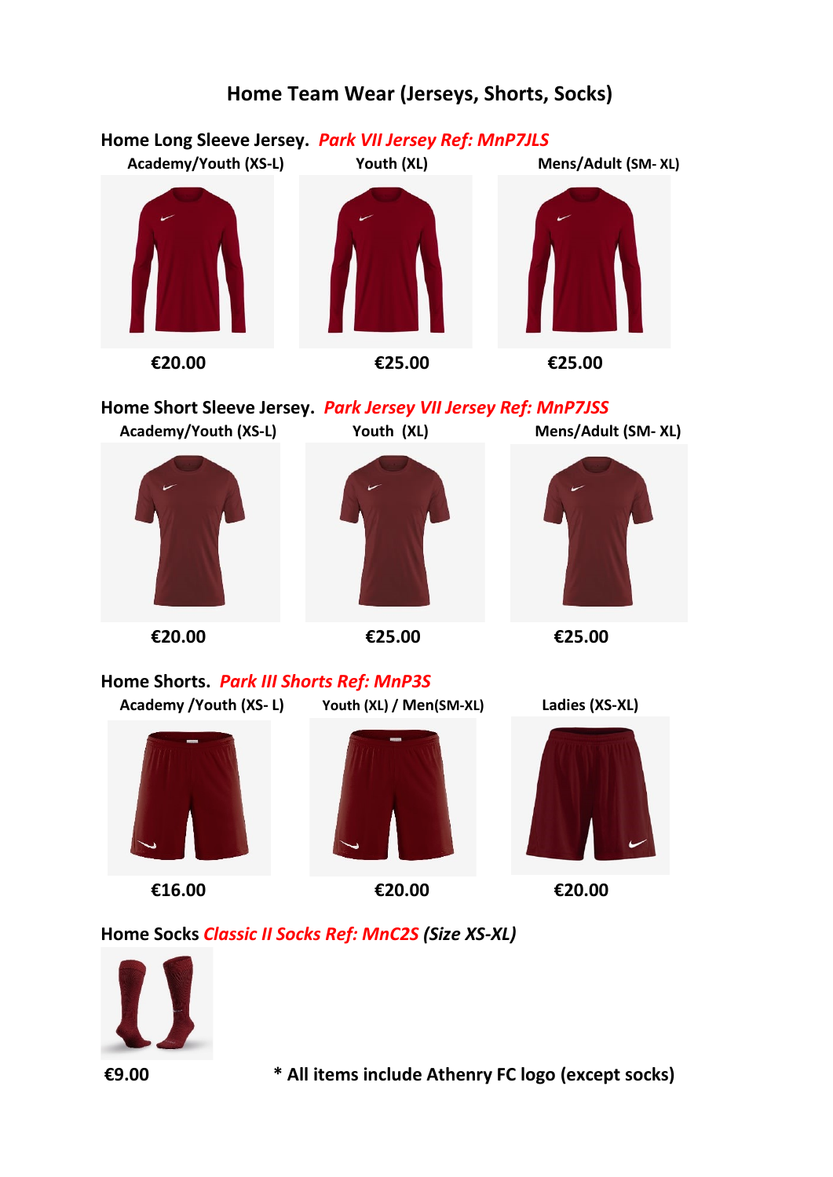# Home Team Wear (Jerseys, Shorts, Socks)

## Home Long Sleeve Jersey. *Park VII Jersey Ref: MnP7JLS*

| Academy/Youth (XS-L) | Youth (XL) | Mens/Adult (SM- XL) |
|---|---|---|
| €20.00 | €25.00 | €25.00 |

## Home Short Sleeve Jersey. *Park Jersey VII Jersey Ref: MnP7JSS*

| Academy/Youth (XS-L) | Youth (XL) | Mens/Adult (SM- XL) |
|---|---|---|
| €20.00 | €25.00 | €25.00 |

## Home Shorts. *Park III Shorts Ref: MnP3S*

| Academy /Youth (XS- L) | Youth (XL) / Men(SM-XL) | Ladies (XS-XL) |
|---|---|---|
| €16.00 | €20.00 | €20.00 |

## Home Socks *Classic II Socks Ref: MnC2S (Size XS-XL)*

**€9.00**

**\* All items include Athenry FC logo (except socks)**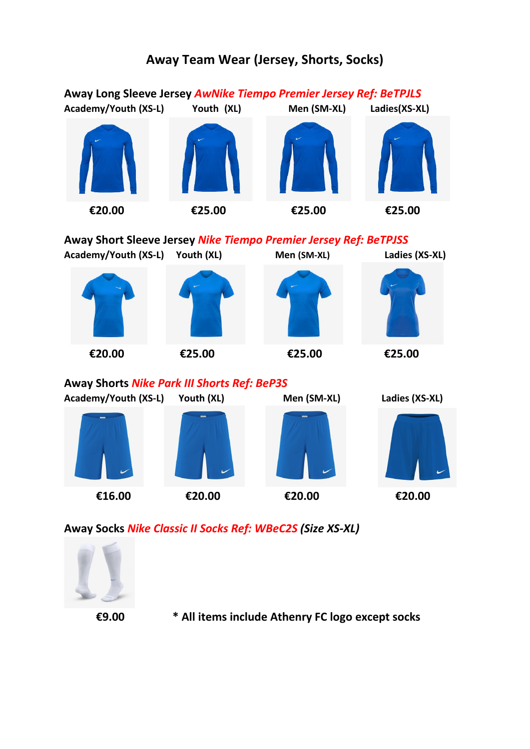# Away Team Wear (Jersey, Shorts, Socks)

**Away Long Sleeve Jersey** ***AwNike Tiempo Premier Jersey Ref: BeTPJLS***

| Academy/Youth (XS-L) | Youth (XL) | Men (SM-XL) | Ladies(XS-XL) |
|---|---|---|---|
| €20.00 | €25.00 | €25.00 | €25.00 |

**Away Short Sleeve Jersey** ***Nike Tiempo Premier Jersey Ref: BeTPJSS***

| Academy/Youth (XS-L) | Youth (XL) | Men (SM-XL) | Ladies (XS-XL) |
|---|---|---|---|
| €20.00 | €25.00 | €25.00 | €25.00 |

**Away Shorts** ***Nike Park III Shorts Ref: BeP3S***

| Academy/Youth (XS-L) | Youth (XL) | Men (SM-XL) | Ladies (XS-XL) |
|---|---|---|---|
| €16.00 | €20.00 | €20.00 | €20.00 |

**Away Socks** ***Nike Classic II Socks Ref: WBeC2S*** ***(Size XS-XL)***

**€9.00**

**\* All items include Athenry FC logo except socks**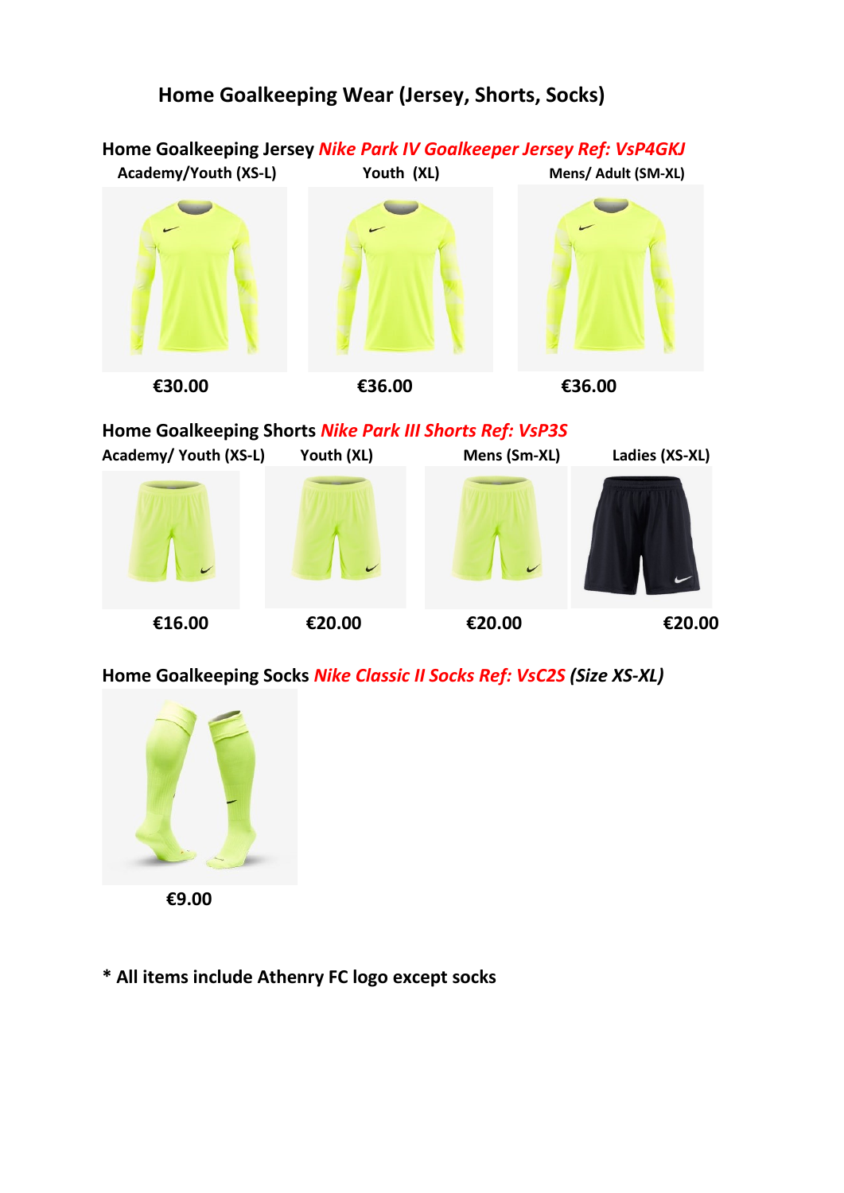# Home Goalkeeping Wear (Jersey, Shorts, Socks)

## Home Goalkeeping Jersey *Nike Park IV Goalkeeper Jersey Ref: VsP4GKJ*

| Academy/Youth (XS-L) | Youth (XL) | Mens/ Adult (SM-XL) |
|---|---|---|
| **€30.00** | **€36.00** | **€36.00** |

## Home Goalkeeping Shorts *Nike Park III Shorts Ref: VsP3S*

| Academy/ Youth (XS-L) | Youth (XL) | Mens (Sm-XL) | Ladies (XS-XL) |
|---|---|---|---|
| **€16.00** | **€20.00** | **€20.00** | **€20.00** |

## Home Goalkeeping Socks *Nike Classic II Socks Ref: VsC2S (Size XS-XL)*

**€9.00**

**\* All items include Athenry FC logo except socks**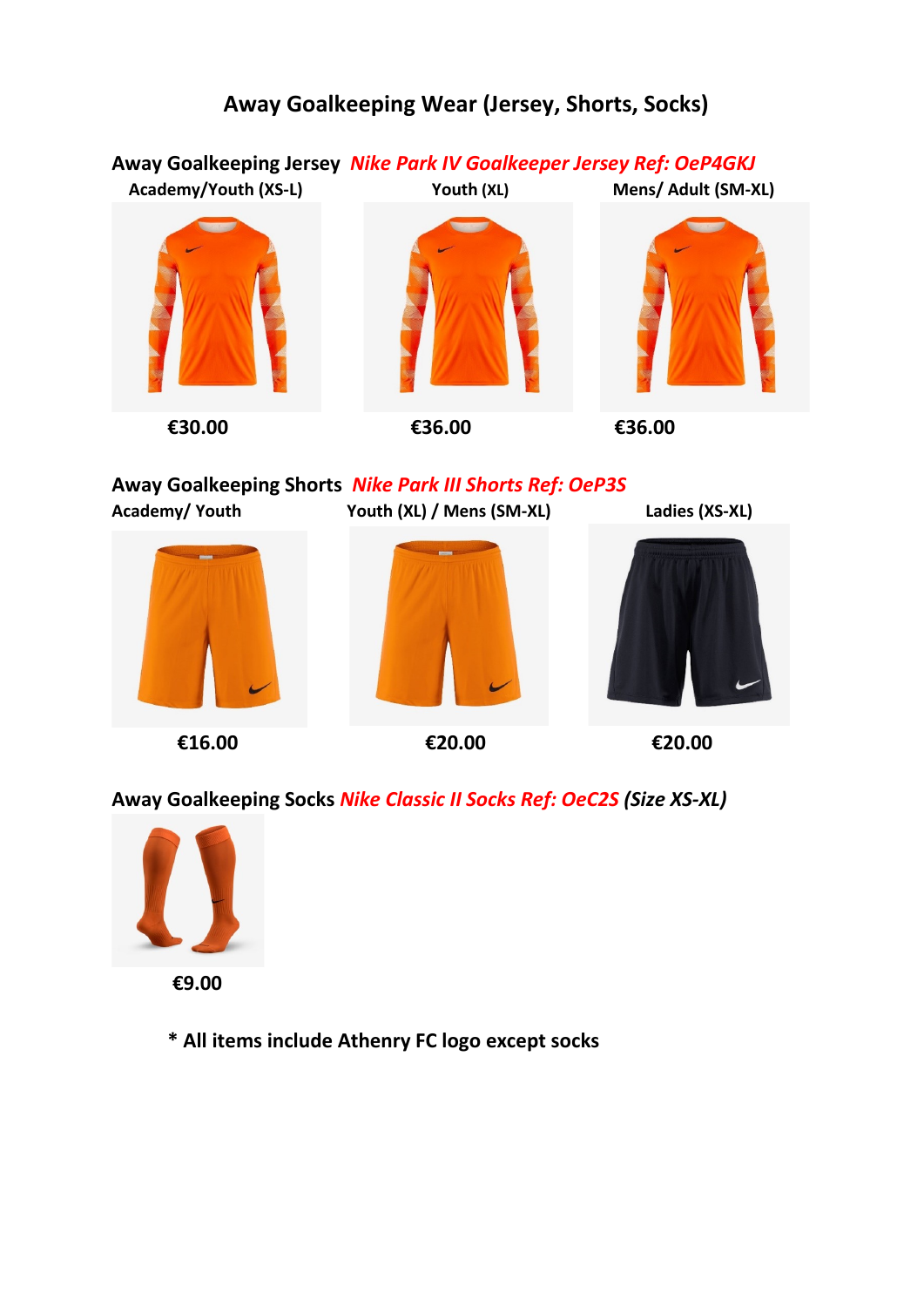# Away Goalkeeping Wear (Jersey, Shorts, Socks)

**Away Goalkeeping Jersey** ***Nike Park IV Goalkeeper Jersey Ref: OeP4GKJ***

| Academy/Youth (XS-L) | Youth (XL) | Mens/ Adult (SM-XL) |
| --- | --- | --- |
| **€30.00** | **€36.00** | **€36.00** |

**Away Goalkeeping Shorts** ***Nike Park III Shorts Ref: OeP3S***

| Academy/ Youth | Youth (XL) / Mens (SM-XL) | Ladies (XS-XL) |
| --- | --- | --- |
| **€16.00** | **€20.00** | **€20.00** |

**Away Goalkeeping Socks** ***Nike Classic II Socks Ref: OeC2S (Size XS-XL)***

**€9.00**

**\* All items include Athenry FC logo except socks**